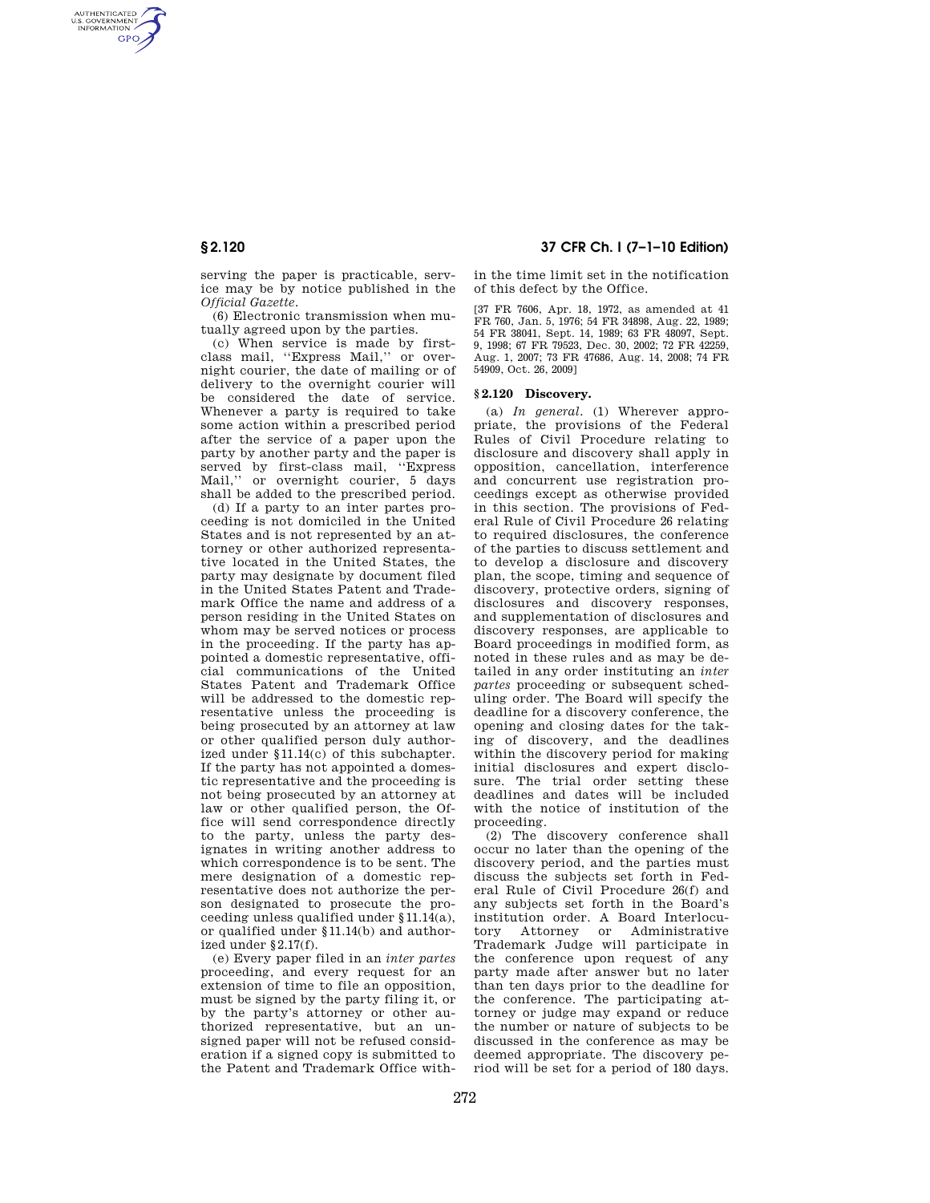serving the paper is practicable, service may be by notice published in the *Official Gazette*.

(6) Electronic transmission when mutually agreed upon by the parties.

(c) When service is made by first-class mail, ''Express Mail,'' or overnight courier, the date of mailing or of delivery to the overnight courier will be considered the date of service. Whenever a party is required to take some action within a prescribed period after the service of a paper upon the party by another party and the paper is served by first-class mail, ''Express Mail,'' or overnight courier, 5 days shall be added to the prescribed period.

(d) If a party to an inter partes proceeding is not domiciled in the United States and is not represented by an attorney or other authorized representative located in the United States, the party may designate by document filed in the United States Patent and Trademark Office the name and address of a person residing in the United States on whom may be served notices or process in the proceeding. If the party has appointed a domestic representative, official communications of the United States Patent and Trademark Office will be addressed to the domestic representative unless the proceeding is being prosecuted by an attorney at law or other qualified person duly authorized under §11.14(c) of this subchapter. If the party has not appointed a domestic representative and the proceeding is not being prosecuted by an attorney at law or other qualified person, the Office will send correspondence directly to the party, unless the party designates in writing another address to which correspondence is to be sent. The mere designation of a domestic representative does not authorize the person designated to prosecute the proceeding unless qualified under §11.14(a), or qualified under §11.14(b) and authorized under §2.17(f).

(e) Every paper filed in an *inter partes* proceeding, and every request for an extension of time to file an opposition, must be signed by the party filing it, or by the party's attorney or other authorized representative, but an unsigned paper will not be refused consideration if a signed copy is submitted to the Patent and Trademark Office within the time limit set in the notification of this defect by the Office.

[37 FR 7606, Apr. 18, 1972, as amended at 41 FR 760, Jan. 5, 1976; 54 FR 34898, Aug. 22, 1989; 54 FR 38041, Sept. 14, 1989; 63 FR 48097, Sept. 9, 1998; 67 FR 79523, Dec. 30, 2002; 72 FR 42259, Aug. 1, 2007; 73 FR 47686, Aug. 14, 2008; 74 FR 54909, Oct. 26, 2009]

## § 2.120 Discovery.

(a) *In general.* (1) Wherever appropriate, the provisions of the Federal Rules of Civil Procedure relating to disclosure and discovery shall apply in opposition, cancellation, interference and concurrent use registration proceedings except as otherwise provided in this section. The provisions of Federal Rule of Civil Procedure 26 relating to required disclosures, the conference of the parties to discuss settlement and to develop a disclosure and discovery plan, the scope, timing and sequence of discovery, protective orders, signing of disclosures and discovery responses, and supplementation of disclosures and discovery responses, are applicable to Board proceedings in modified form, as noted in these rules and as may be detailed in any order instituting an *inter partes* proceeding or subsequent scheduling order. The Board will specify the deadline for a discovery conference, the opening and closing dates for the taking of discovery, and the deadlines within the discovery period for making initial disclosures and expert disclosure. The trial order setting these deadlines and dates will be included with the notice of institution of the proceeding.

(2) The discovery conference shall occur no later than the opening of the discovery period, and the parties must discuss the subjects set forth in Federal Rule of Civil Procedure 26(f) and any subjects set forth in the Board's institution order. A Board Interlocutory Attorney or Administrative Trademark Judge will participate in the conference upon request of any party made after answer but no later than ten days prior to the deadline for the conference. The participating attorney or judge may expand or reduce the number or nature of subjects to be discussed in the conference as may be deemed appropriate. The discovery period will be set for a period of 180 days.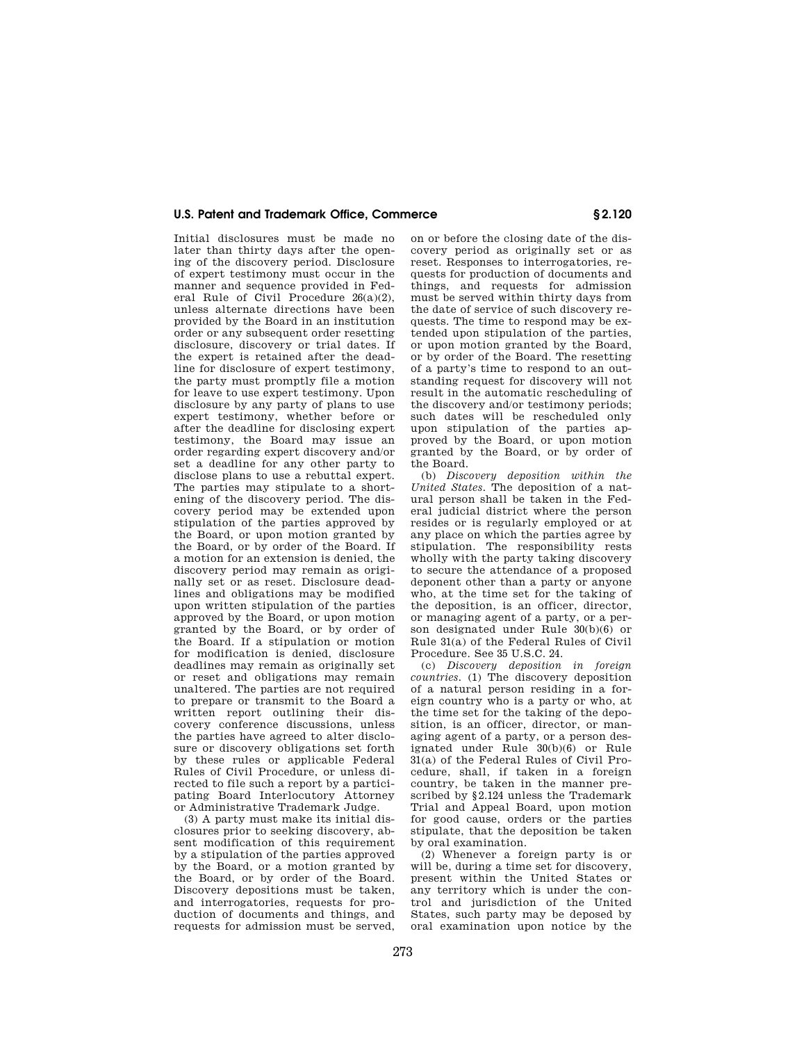Initial disclosures must be made no later than thirty days after the opening of the discovery period. Disclosure of expert testimony must occur in the manner and sequence provided in Federal Rule of Civil Procedure 26(a)(2), unless alternate directions have been provided by the Board in an institution order or any subsequent order resetting disclosure, discovery or trial dates. If the expert is retained after the deadline for disclosure of expert testimony, the party must promptly file a motion for leave to use expert testimony. Upon disclosure by any party of plans to use expert testimony, whether before or after the deadline for disclosing expert testimony, the Board may issue an order regarding expert discovery and/or set a deadline for any other party to disclose plans to use a rebuttal expert. The parties may stipulate to a shortening of the discovery period. The discovery period may be extended upon stipulation of the parties approved by the Board, or upon motion granted by the Board, or by order of the Board. If a motion for an extension is denied, the discovery period may remain as originally set or as reset. Disclosure deadlines and obligations may be modified upon written stipulation of the parties approved by the Board, or upon motion granted by the Board, or by order of the Board. If a stipulation or motion for modification is denied, disclosure deadlines may remain as originally set or reset and obligations may remain unaltered. The parties are not required to prepare or transmit to the Board a written report outlining their discovery conference discussions, unless the parties have agreed to alter disclosure or discovery obligations set forth by these rules or applicable Federal Rules of Civil Procedure, or unless directed to file such a report by a participating Board Interlocutory Attorney or Administrative Trademark Judge.

(3) A party must make its initial disclosures prior to seeking discovery, absent modification of this requirement by a stipulation of the parties approved by the Board, or a motion granted by the Board, or by order of the Board. Discovery depositions must be taken, and interrogatories, requests for production of documents and things, and requests for admission must be served, on or before the closing date of the discovery period as originally set or as reset. Responses to interrogatories, requests for production of documents and things, and requests for admission must be served within thirty days from the date of service of such discovery requests. The time to respond may be extended upon stipulation of the parties, or upon motion granted by the Board, or by order of the Board. The resetting of a party's time to respond to an outstanding request for discovery will not result in the automatic rescheduling of the discovery and/or testimony periods; such dates will be rescheduled only upon stipulation of the parties approved by the Board, or upon motion granted by the Board, or by order of the Board.

(b) *Discovery deposition within the United States.* The deposition of a natural person shall be taken in the Federal judicial district where the person resides or is regularly employed or at any place on which the parties agree by stipulation. The responsibility rests wholly with the party taking discovery to secure the attendance of a proposed deponent other than a party or anyone who, at the time set for the taking of the deposition, is an officer, director, or managing agent of a party, or a person designated under Rule 30(b)(6) or Rule 31(a) of the Federal Rules of Civil Procedure. See 35 U.S.C. 24.

(c) *Discovery deposition in foreign countries.* (1) The discovery deposition of a natural person residing in a foreign country who is a party or who, at the time set for the taking of the deposition, is an officer, director, or managing agent of a party, or a person designated under Rule 30(b)(6) or Rule 31(a) of the Federal Rules of Civil Procedure, shall, if taken in a foreign country, be taken in the manner prescribed by §2.124 unless the Trademark Trial and Appeal Board, upon motion for good cause, orders or the parties stipulate, that the deposition be taken by oral examination.

(2) Whenever a foreign party is or will be, during a time set for discovery, present within the United States or any territory which is under the control and jurisdiction of the United States, such party may be deposed by oral examination upon notice by the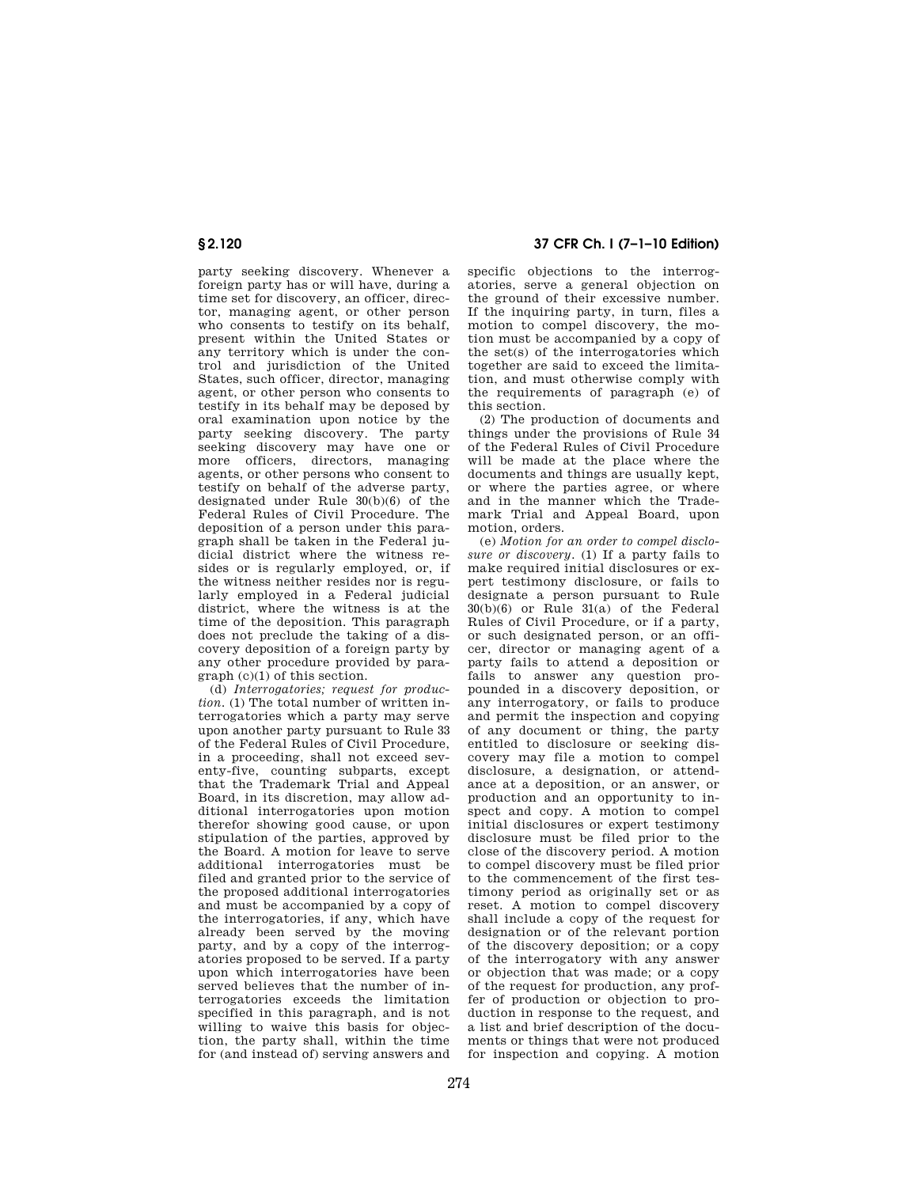party seeking discovery. Whenever a foreign party has or will have, during a time set for discovery, an officer, director, managing agent, or other person who consents to testify on its behalf, present within the United States or any territory which is under the control and jurisdiction of the United States, such officer, director, managing agent, or other person who consents to testify in its behalf may be deposed by oral examination upon notice by the party seeking discovery. The party seeking discovery may have one or more officers, directors, managing agents, or other persons who consent to testify on behalf of the adverse party, designated under Rule 30(b)(6) of the Federal Rules of Civil Procedure. The deposition of a person under this paragraph shall be taken in the Federal judicial district where the witness resides or is regularly employed, or, if the witness neither resides nor is regularly employed in a Federal judicial district, where the witness is at the time of the deposition. This paragraph does not preclude the taking of a discovery deposition of a foreign party by any other procedure provided by paragraph (c)(1) of this section.

(d) *Interrogatories; request for production.* (1) The total number of written interrogatories which a party may serve upon another party pursuant to Rule 33 of the Federal Rules of Civil Procedure, in a proceeding, shall not exceed seventy-five, counting subparts, except that the Trademark Trial and Appeal Board, in its discretion, may allow additional interrogatories upon motion therefor showing good cause, or upon stipulation of the parties, approved by the Board. A motion for leave to serve additional interrogatories must be filed and granted prior to the service of the proposed additional interrogatories and must be accompanied by a copy of the interrogatories, if any, which have already been served by the moving party, and by a copy of the interrogatories proposed to be served. If a party upon which interrogatories have been served believes that the number of interrogatories exceeds the limitation specified in this paragraph, and is not willing to waive this basis for objection, the party shall, within the time for (and instead of) serving answers and specific objections to the interrogatories, serve a general objection on the ground of their excessive number. If the inquiring party, in turn, files a motion to compel discovery, the motion must be accompanied by a copy of the set(s) of the interrogatories which together are said to exceed the limitation, and must otherwise comply with the requirements of paragraph (e) of this section.

(2) The production of documents and things under the provisions of Rule 34 of the Federal Rules of Civil Procedure will be made at the place where the documents and things are usually kept, or where the parties agree, or where and in the manner which the Trademark Trial and Appeal Board, upon motion, orders.

(e) *Motion for an order to compel disclosure or discovery.* (1) If a party fails to make required initial disclosures or expert testimony disclosure, or fails to designate a person pursuant to Rule 30(b)(6) or Rule 31(a) of the Federal Rules of Civil Procedure, or if a party, or such designated person, or an officer, director or managing agent of a party fails to attend a deposition or fails to answer any question propounded in a discovery deposition, or any interrogatory, or fails to produce and permit the inspection and copying of any document or thing, the party entitled to disclosure or seeking discovery may file a motion to compel disclosure, a designation, or attendance at a deposition, or an answer, or production and an opportunity to inspect and copy. A motion to compel initial disclosures or expert testimony disclosure must be filed prior to the close of the discovery period. A motion to compel discovery must be filed prior to the commencement of the first testimony period as originally set or as reset. A motion to compel discovery shall include a copy of the request for designation or of the relevant portion of the discovery deposition; or a copy of the interrogatory with any answer or objection that was made; or a copy of the request for production, any proffer of production or objection to production in response to the request, and a list and brief description of the documents or things that were not produced for inspection and copying. A motion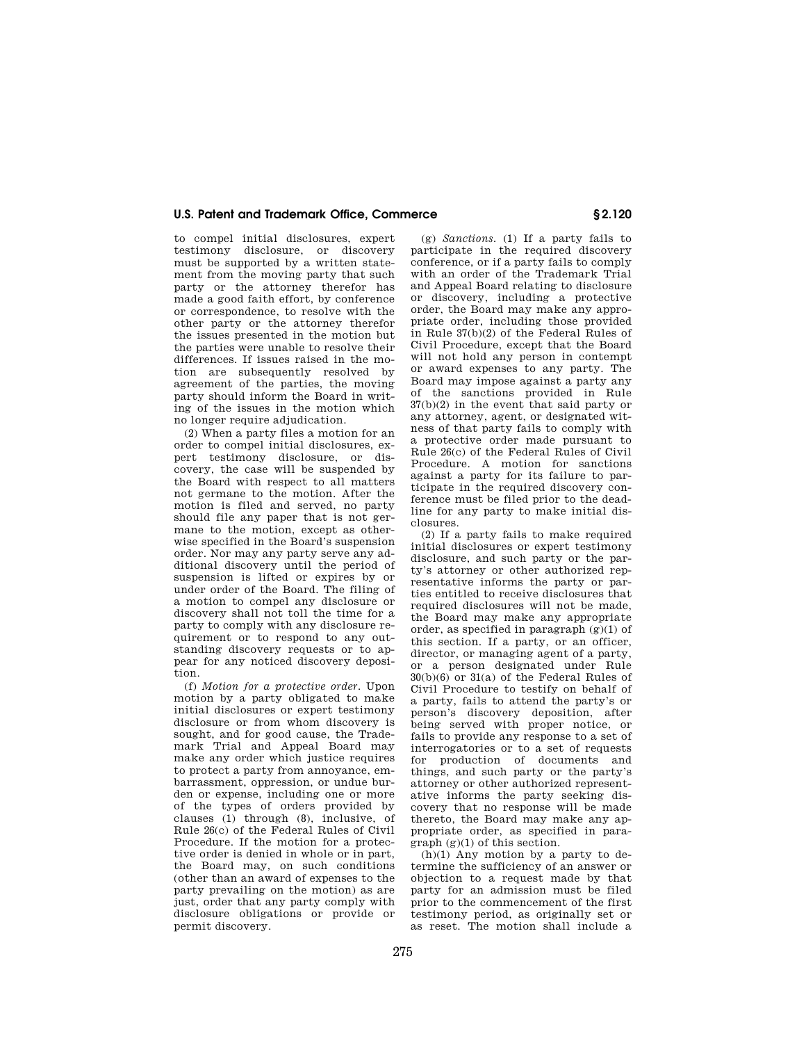to compel initial disclosures, expert testimony disclosure, or discovery must be supported by a written statement from the moving party that such party or the attorney therefor has made a good faith effort, by conference or correspondence, to resolve with the other party or the attorney therefor the issues presented in the motion but the parties were unable to resolve their differences. If issues raised in the motion are subsequently resolved by agreement of the parties, the moving party should inform the Board in writing of the issues in the motion which no longer require adjudication.

(2) When a party files a motion for an order to compel initial disclosures, expert testimony disclosure, or discovery, the case will be suspended by the Board with respect to all matters not germane to the motion. After the motion is filed and served, no party should file any paper that is not germane to the motion, except as otherwise specified in the Board's suspension order. Nor may any party serve any additional discovery until the period of suspension is lifted or expires by or under order of the Board. The filing of a motion to compel any disclosure or discovery shall not toll the time for a party to comply with any disclosure requirement or to respond to any outstanding discovery requests or to appear for any noticed discovery deposition.

(f) *Motion for a protective order.* Upon motion by a party obligated to make initial disclosures or expert testimony disclosure or from whom discovery is sought, and for good cause, the Trademark Trial and Appeal Board may make any order which justice requires to protect a party from annoyance, embarrassment, oppression, or undue burden or expense, including one or more of the types of orders provided by clauses (1) through (8), inclusive, of Rule 26(c) of the Federal Rules of Civil Procedure. If the motion for a protective order is denied in whole or in part, the Board may, on such conditions (other than an award of expenses to the party prevailing on the motion) as are just, order that any party comply with disclosure obligations or provide or permit discovery.

(g) *Sanctions.* (1) If a party fails to participate in the required discovery conference, or if a party fails to comply with an order of the Trademark Trial and Appeal Board relating to disclosure or discovery, including a protective order, the Board may make any appropriate order, including those provided in Rule 37(b)(2) of the Federal Rules of Civil Procedure, except that the Board will not hold any person in contempt or award expenses to any party. The Board may impose against a party any of the sanctions provided in Rule 37(b)(2) in the event that said party or any attorney, agent, or designated witness of that party fails to comply with a protective order made pursuant to Rule 26(c) of the Federal Rules of Civil Procedure. A motion for sanctions against a party for its failure to participate in the required discovery conference must be filed prior to the deadline for any party to make initial disclosures.

(2) If a party fails to make required initial disclosures or expert testimony disclosure, and such party or the party's attorney or other authorized representative informs the party or parties entitled to receive disclosures that required disclosures will not be made, the Board may make any appropriate order, as specified in paragraph (g)(1) of this section. If a party, or an officer, director, or managing agent of a party, or a person designated under Rule 30(b)(6) or 31(a) of the Federal Rules of Civil Procedure to testify on behalf of a party, fails to attend the party's or person's discovery deposition, after being served with proper notice, or fails to provide any response to a set of interrogatories or to a set of requests for production of documents and things, and such party or the party's attorney or other authorized representative informs the party seeking discovery that no response will be made thereto, the Board may make any appropriate order, as specified in paragraph (g)(1) of this section.

(h)(1) Any motion by a party to determine the sufficiency of an answer or objection to a request made by that party for an admission must be filed prior to the commencement of the first testimony period, as originally set or as reset. The motion shall include a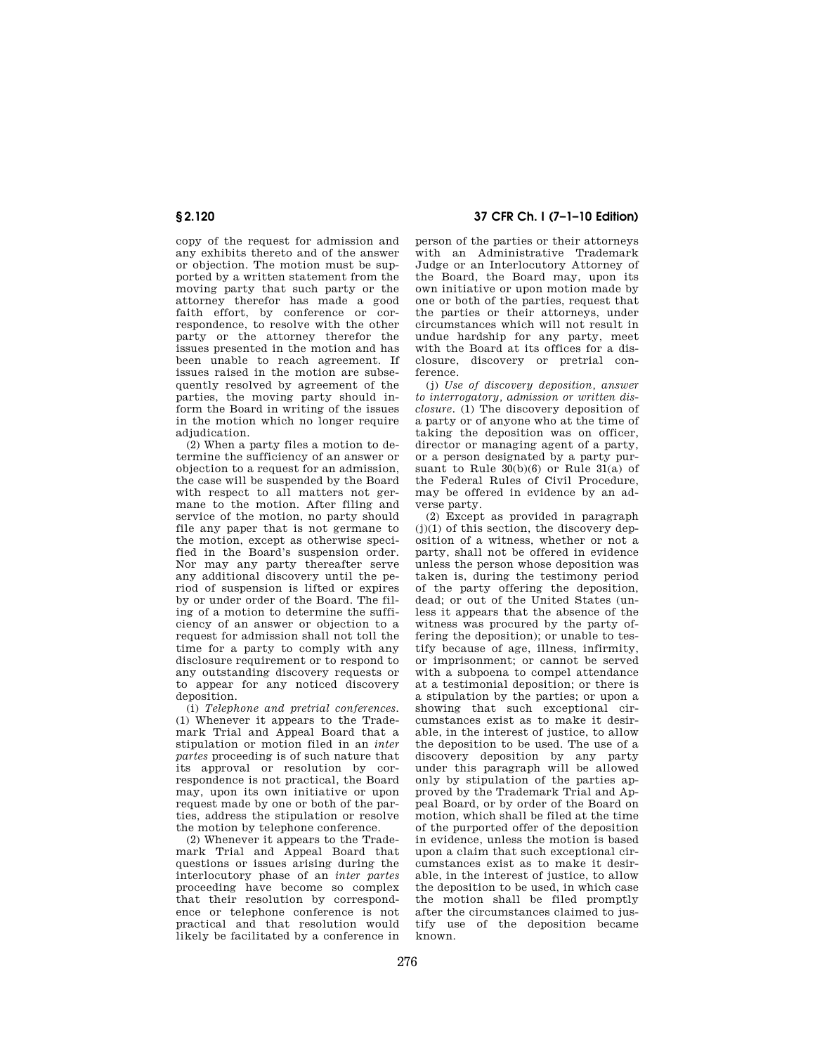copy of the request for admission and any exhibits thereto and of the answer or objection. The motion must be supported by a written statement from the moving party that such party or the attorney therefor has made a good faith effort, by conference or correspondence, to resolve with the other party or the attorney therefor the issues presented in the motion and has been unable to reach agreement. If issues raised in the motion are subsequently resolved by agreement of the parties, the moving party should inform the Board in writing of the issues in the motion which no longer require adjudication.

(2) When a party files a motion to determine the sufficiency of an answer or objection to a request for an admission, the case will be suspended by the Board with respect to all matters not germane to the motion. After filing and service of the motion, no party should file any paper that is not germane to the motion, except as otherwise specified in the Board's suspension order. Nor may any party thereafter serve any additional discovery until the period of suspension is lifted or expires by or under order of the Board. The filing of a motion to determine the sufficiency of an answer or objection to a request for admission shall not toll the time for a party to comply with any disclosure requirement or to respond to any outstanding discovery requests or to appear for any noticed discovery deposition.

(i) *Telephone and pretrial conferences.* (1) Whenever it appears to the Trademark Trial and Appeal Board that a stipulation or motion filed in an *inter partes* proceeding is of such nature that its approval or resolution by correspondence is not practical, the Board may, upon its own initiative or upon request made by one or both of the parties, address the stipulation or resolve the motion by telephone conference.

(2) Whenever it appears to the Trademark Trial and Appeal Board that questions or issues arising during the interlocutory phase of an *inter partes* proceeding have become so complex that their resolution by correspondence or telephone conference is not practical and that resolution would likely be facilitated by a conference in person of the parties or their attorneys with an Administrative Trademark Judge or an Interlocutory Attorney of the Board, the Board may, upon its own initiative or upon motion made by one or both of the parties, request that the parties or their attorneys, under circumstances which will not result in undue hardship for any party, meet with the Board at its offices for a disclosure, discovery or pretrial conference.

(j) *Use of discovery deposition, answer to interrogatory, admission or written disclosure.* (1) The discovery deposition of a party or of anyone who at the time of taking the deposition was on officer, director or managing agent of a party, or a person designated by a party pursuant to Rule 30(b)(6) or Rule 31(a) of the Federal Rules of Civil Procedure, may be offered in evidence by an adverse party.

(2) Except as provided in paragraph (j)(1) of this section, the discovery deposition of a witness, whether or not a party, shall not be offered in evidence unless the person whose deposition was taken is, during the testimony period of the party offering the deposition, dead; or out of the United States (unless it appears that the absence of the witness was procured by the party offering the deposition); or unable to testify because of age, illness, infirmity, or imprisonment; or cannot be served with a subpoena to compel attendance at a testimonial deposition; or there is a stipulation by the parties; or upon a showing that such exceptional circumstances exist as to make it desirable, in the interest of justice, to allow the deposition to be used. The use of a discovery deposition by any party under this paragraph will be allowed only by stipulation of the parties approved by the Trademark Trial and Appeal Board, or by order of the Board on motion, which shall be filed at the time of the purported offer of the deposition in evidence, unless the motion is based upon a claim that such exceptional circumstances exist as to make it desirable, in the interest of justice, to allow the deposition to be used, in which case the motion shall be filed promptly after the circumstances claimed to justify use of the deposition became known.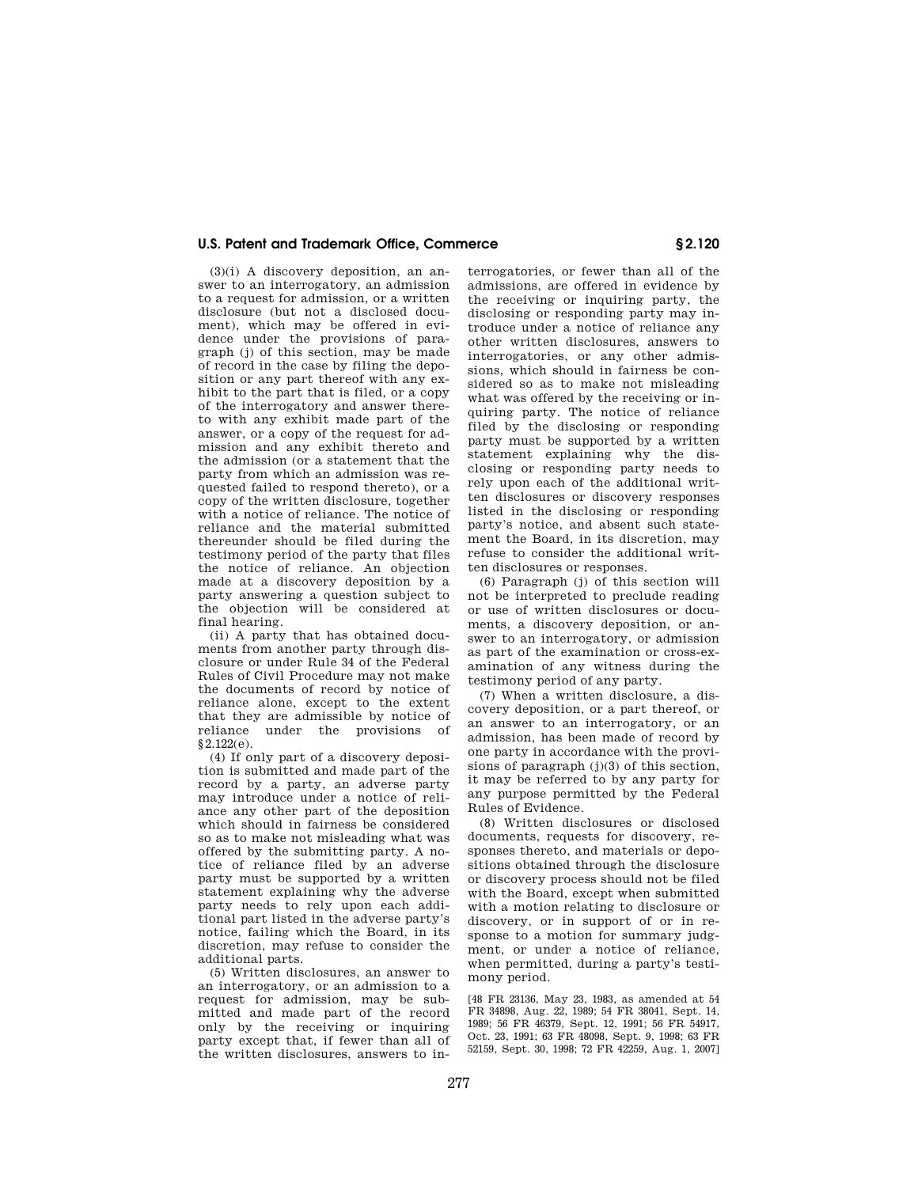(3)(i) A discovery deposition, an answer to an interrogatory, an admission to a request for admission, or a written disclosure (but not a disclosed document), which may be offered in evidence under the provisions of paragraph (j) of this section, may be made of record in the case by filing the deposition or any part thereof with any exhibit to the part that is filed, or a copy of the interrogatory and answer thereto with any exhibit made part of the answer, or a copy of the request for admission and any exhibit thereto and the admission (or a statement that the party from which an admission was requested failed to respond thereto), or a copy of the written disclosure, together with a notice of reliance. The notice of reliance and the material submitted thereunder should be filed during the testimony period of the party that files the notice of reliance. An objection made at a discovery deposition by a party answering a question subject to the objection will be considered at final hearing.

(ii) A party that has obtained documents from another party through disclosure or under Rule 34 of the Federal Rules of Civil Procedure may not make the documents of record by notice of reliance alone, except to the extent that they are admissible by notice of reliance under the provisions of §2.122(e).

(4) If only part of a discovery deposition is submitted and made part of the record by a party, an adverse party may introduce under a notice of reliance any other part of the deposition which should in fairness be considered so as to make not misleading what was offered by the submitting party. A notice of reliance filed by an adverse party must be supported by a written statement explaining why the adverse party needs to rely upon each additional part listed in the adverse party's notice, failing which the Board, in its discretion, may refuse to consider the additional parts.

(5) Written disclosures, an answer to an interrogatory, or an admission to a request for admission, may be submitted and made part of the record only by the receiving or inquiring party except that, if fewer than all of the written disclosures, answers to interrogatories, or fewer than all of the admissions, are offered in evidence by the receiving or inquiring party, the disclosing or responding party may introduce under a notice of reliance any other written disclosures, answers to interrogatories, or any other admissions, which should in fairness be considered so as to make not misleading what was offered by the receiving or inquiring party. The notice of reliance filed by the disclosing or responding party must be supported by a written statement explaining why the disclosing or responding party needs to rely upon each of the additional written disclosures or discovery responses listed in the disclosing or responding party's notice, and absent such statement the Board, in its discretion, may refuse to consider the additional written disclosures or responses.

(6) Paragraph (j) of this section will not be interpreted to preclude reading or use of written disclosures or documents, a discovery deposition, or answer to an interrogatory, or admission as part of the examination or cross-examination of any witness during the testimony period of any party.

(7) When a written disclosure, a discovery deposition, or a part thereof, or an answer to an interrogatory, or an admission, has been made of record by one party in accordance with the provisions of paragraph (j)(3) of this section, it may be referred to by any party for any purpose permitted by the Federal Rules of Evidence.

(8) Written disclosures or disclosed documents, requests for discovery, responses thereto, and materials or depositions obtained through the disclosure or discovery process should not be filed with the Board, except when submitted with a motion relating to disclosure or discovery, or in support of or in response to a motion for summary judgment, or under a notice of reliance, when permitted, during a party's testimony period.

[48 FR 23136, May 23, 1983, as amended at 54 FR 34898, Aug. 22, 1989; 54 FR 38041, Sept. 14, 1989; 56 FR 46379, Sept. 12, 1991; 56 FR 54917, Oct. 23, 1991; 63 FR 48098, Sept. 9, 1998; 63 FR 52159, Sept. 30, 1998; 72 FR 42259, Aug. 1, 2007]